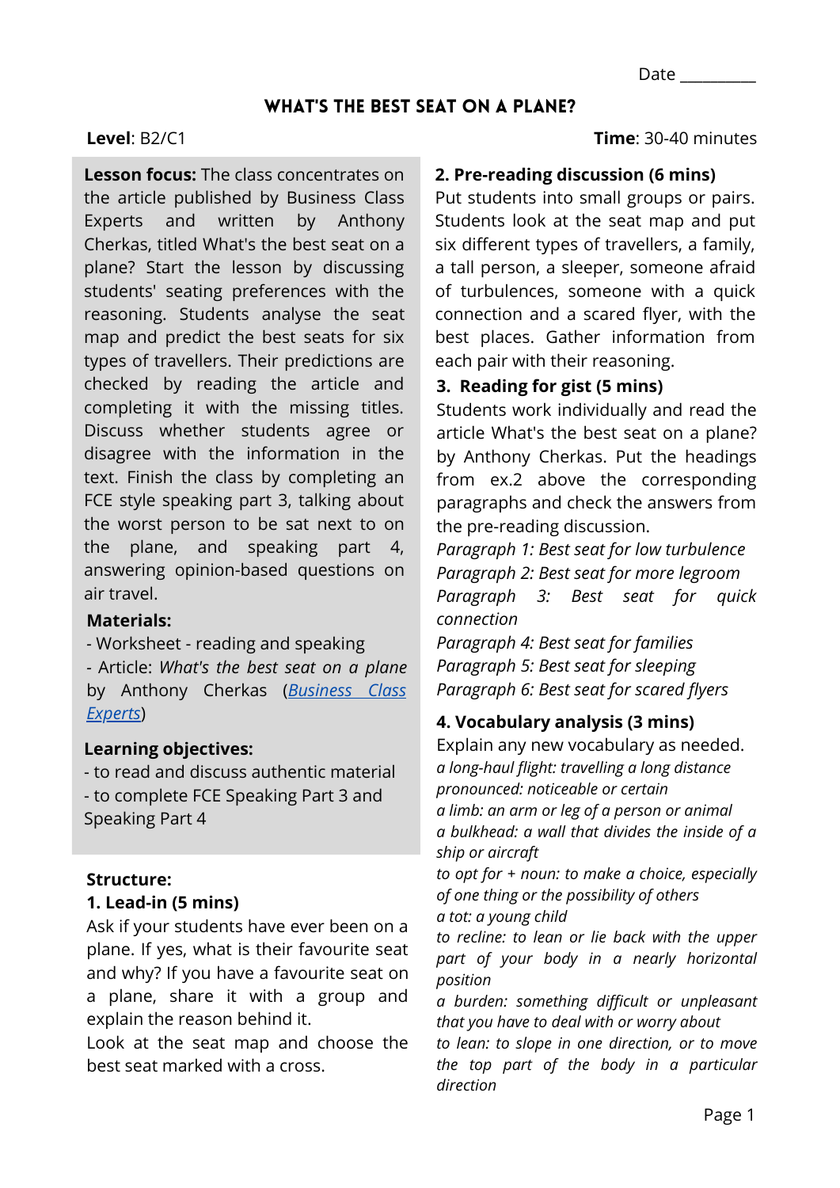Date _________

# WHAT'S THE BEST SEAT ON A PLANE?

**Level**: B2/C1

**Time**: 30-40 minutes

**Lesson focus:** The class concentrates on the article published by Business Class Experts and written by Anthony Cherkas, titled What's the best seat on a plane? Start the lesson by discussing students' seating preferences with the reasoning. Students analyse the seat map and predict the best seats for six types of travellers. Their predictions are checked by reading the article and completing it with the missing titles. Discuss whether students agree or disagree with the information in the text. Finish the class by completing an FCE style speaking part 3, talking about the worst person to be sat next to on the plane, and speaking part 4, answering opinion-based questions on air travel.

**Materials:**

- Worksheet - reading and speaking
- Article: *What's the best seat on a plane* by Anthony Cherkas ([Business Class Experts](Business Class Experts))

**Learning objectives:**

- to read and discuss authentic material
- to complete FCE Speaking Part 3 and Speaking Part 4

**Structure:**

**1. Lead-in (5 mins)**

Ask if your students have ever been on a plane. If yes, what is their favourite seat and why? If you have a favourite seat on a plane, share it with a group and explain the reason behind it.

Look at the seat map and choose the best seat marked with a cross.

**2. Pre-reading discussion (6 mins)**

Put students into small groups or pairs. Students look at the seat map and put six different types of travellers, a family, a tall person, a sleeper, someone afraid of turbulences, someone with a quick connection and a scared flyer, with the best places. Gather information from each pair with their reasoning.

**3. Reading for gist (5 mins)**

Students work individually and read the article What's the best seat on a plane? by Anthony Cherkas. Put the headings from ex.2 above the corresponding paragraphs and check the answers from the pre-reading discussion.

*Paragraph 1: Best seat for low turbulence*
*Paragraph 2: Best seat for more legroom*
*Paragraph 3: Best seat for quick connection*
*Paragraph 4: Best seat for families*
*Paragraph 5: Best seat for sleeping*
*Paragraph 6: Best seat for scared flyers*

**4. Vocabulary analysis (3 mins)**

Explain any new vocabulary as needed.

*a long-haul flight: travelling a long distance*
*pronounced: noticeable or certain*
*a limb: an arm or leg of a person or animal*
*a bulkhead: a wall that divides the inside of a ship or aircraft*
*to opt for + noun: to make a choice, especially of one thing or the possibility of others*
*a tot: a young child*
*to recline: to lean or lie back with the upper part of your body in a nearly horizontal position*
*a burden: something difficult or unpleasant that you have to deal with or worry about*
*to lean: to slope in one direction, or to move the top part of the body in a particular direction*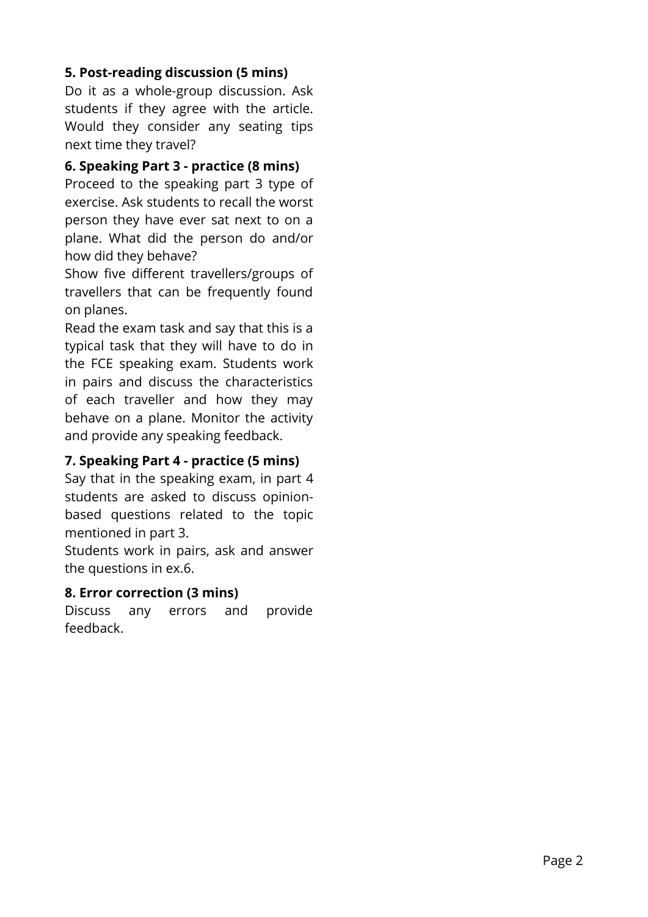**5. Post-reading discussion (5 mins)**

Do it as a whole-group discussion. Ask students if they agree with the article. Would they consider any seating tips next time they travel?

**6. Speaking Part 3 - practice (8 mins)**

Proceed to the speaking part 3 type of exercise. Ask students to recall the worst person they have ever sat next to on a plane. What did the person do and/or how did they behave?

Show five different travellers/groups of travellers that can be frequently found on planes.

Read the exam task and say that this is a typical task that they will have to do in the FCE speaking exam. Students work in pairs and discuss the characteristics of each traveller and how they may behave on a plane. Monitor the activity and provide any speaking feedback.

**7. Speaking Part 4 - practice (5 mins)**

Say that in the speaking exam, in part 4 students are asked to discuss opinion-based questions related to the topic mentioned in part 3.

Students work in pairs, ask and answer the questions in ex.6.

**8. Error correction (3 mins)**

Discuss any errors and provide feedback.